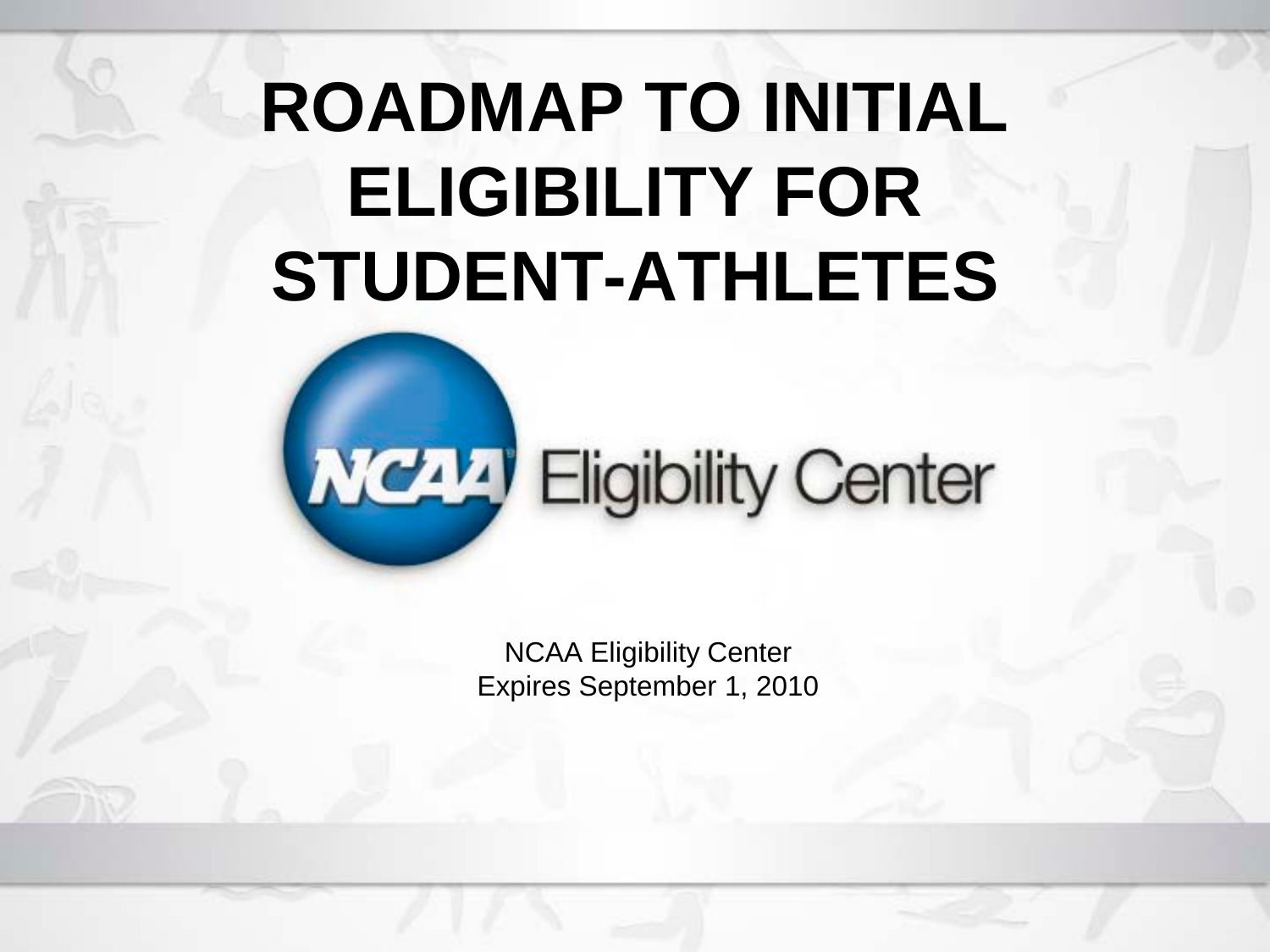# ROADMAP TO INITIAL ELIGIBILITY FOR STUDENT-ATHLETES

NCAA Eligibility Center

NCAA Eligibility Center
Expires September 1, 2010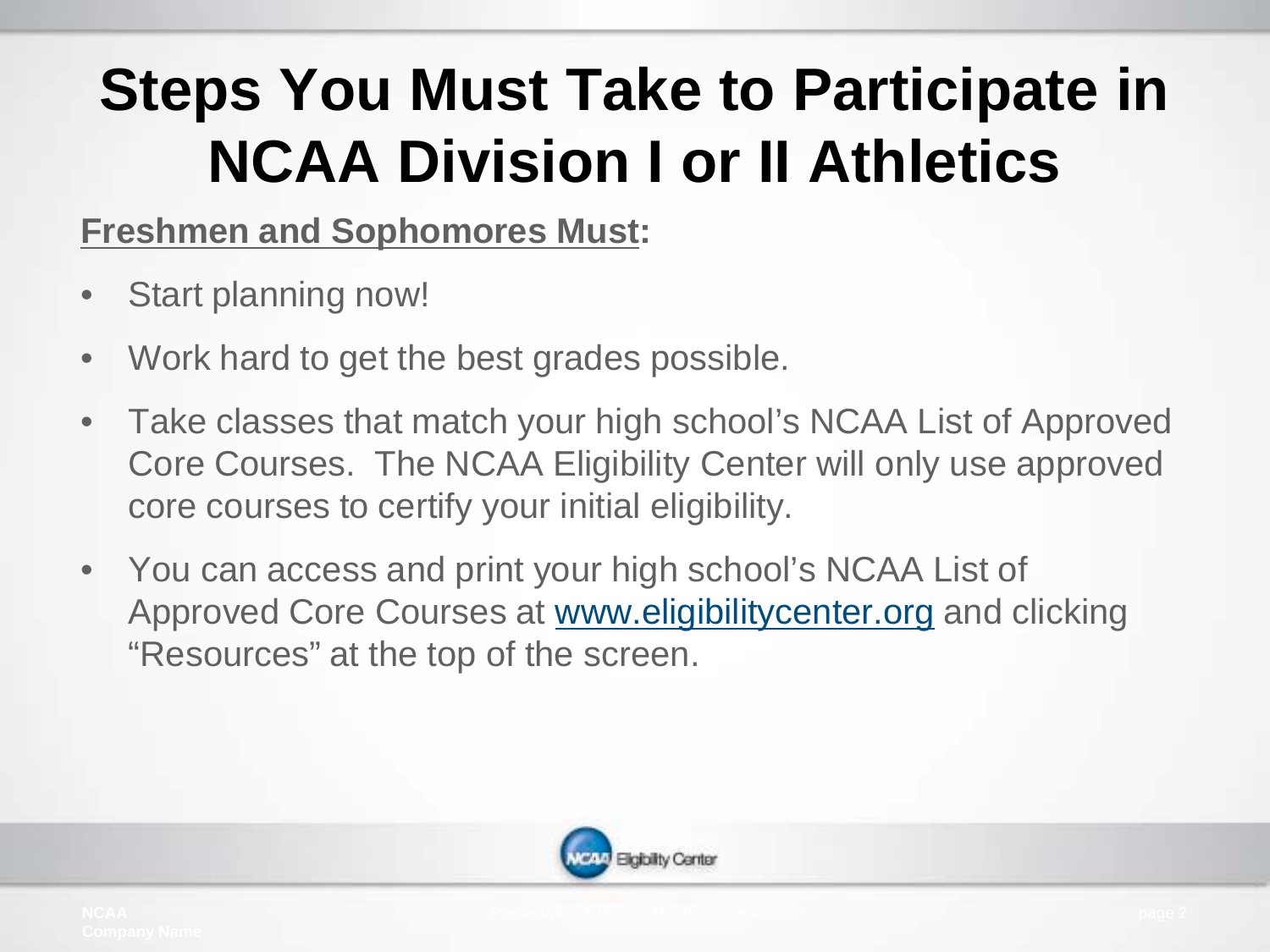# Steps You Must Take to Participate in NCAA Division I or II Athletics

**Freshmen and Sophomores Must:**

- Start planning now!
- Work hard to get the best grades possible.
- Take classes that match your high school's NCAA List of Approved Core Courses. The NCAA Eligibility Center will only use approved core courses to certify your initial eligibility.
- You can access and print your high school's NCAA List of Approved Core Courses at www.eligibilitycenter.org and clicking "Resources" at the top of the screen.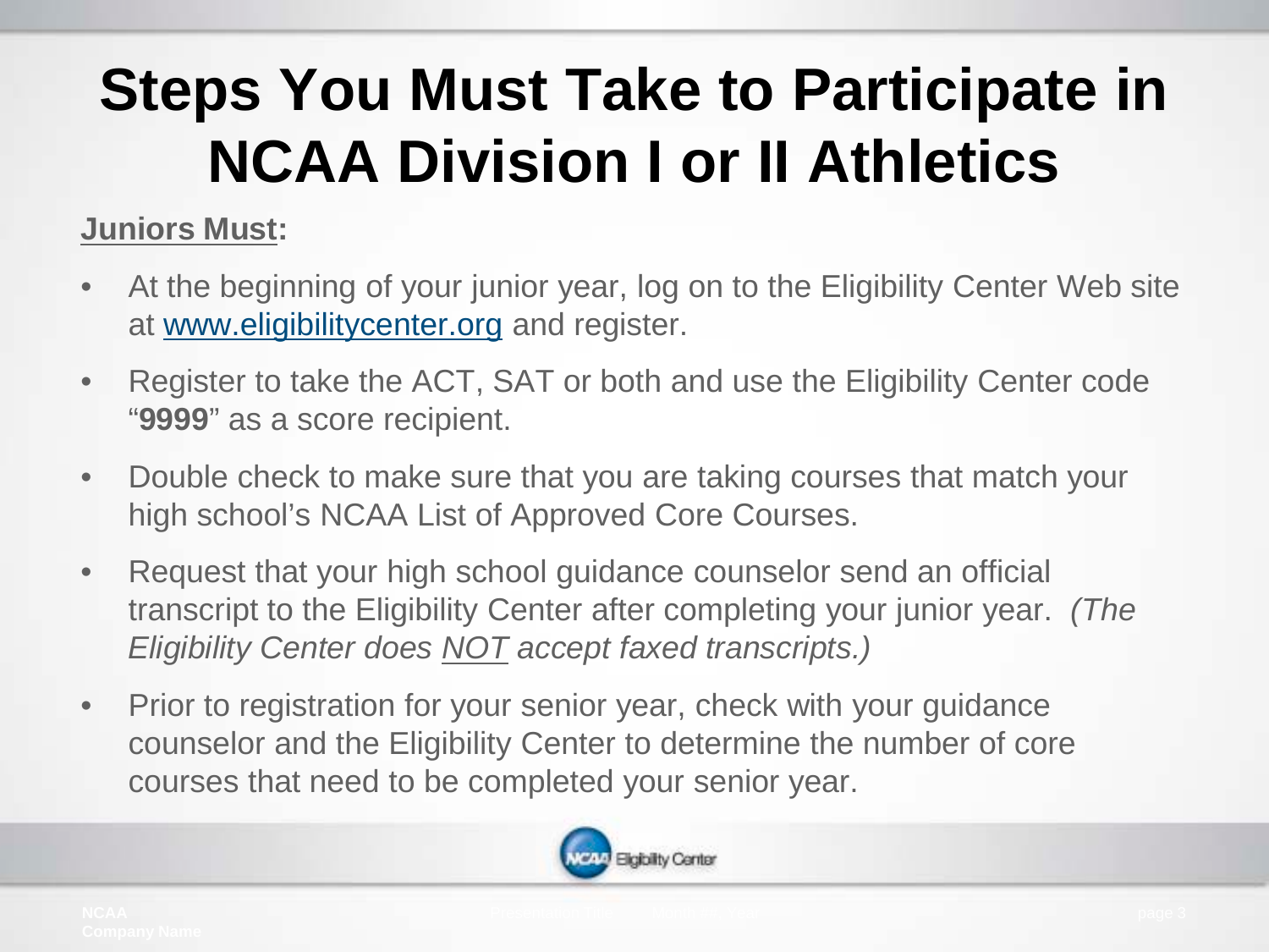# Steps You Must Take to Participate in NCAA Division I or II Athletics

**Juniors Must:**

- At the beginning of your junior year, log on to the Eligibility Center Web site at [www.eligibilitycenter.org](http://www.eligibilitycenter.org) and register.
- Register to take the ACT, SAT or both and use the Eligibility Center code "**9999**" as a score recipient.
- Double check to make sure that you are taking courses that match your high school's NCAA List of Approved Core Courses.
- Request that your high school guidance counselor send an official transcript to the Eligibility Center after completing your junior year. *(The Eligibility Center does NOT accept faxed transcripts.)*
- Prior to registration for your senior year, check with your guidance counselor and the Eligibility Center to determine the number of core courses that need to be completed your senior year.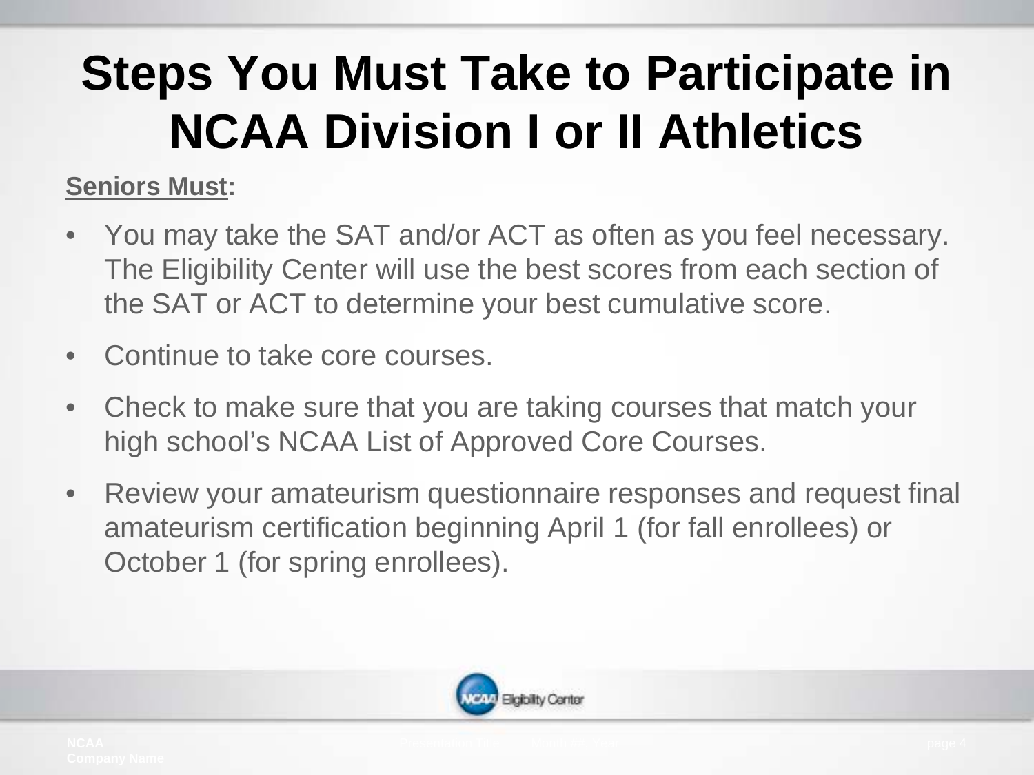# Steps You Must Take to Participate in NCAA Division I or II Athletics

**Seniors Must:**

- You may take the SAT and/or ACT as often as you feel necessary. The Eligibility Center will use the best scores from each section of the SAT or ACT to determine your best cumulative score.
- Continue to take core courses.
- Check to make sure that you are taking courses that match your high school's NCAA List of Approved Core Courses.
- Review your amateurism questionnaire responses and request final amateurism certification beginning April 1 (for fall enrollees) or October 1 (for spring enrollees).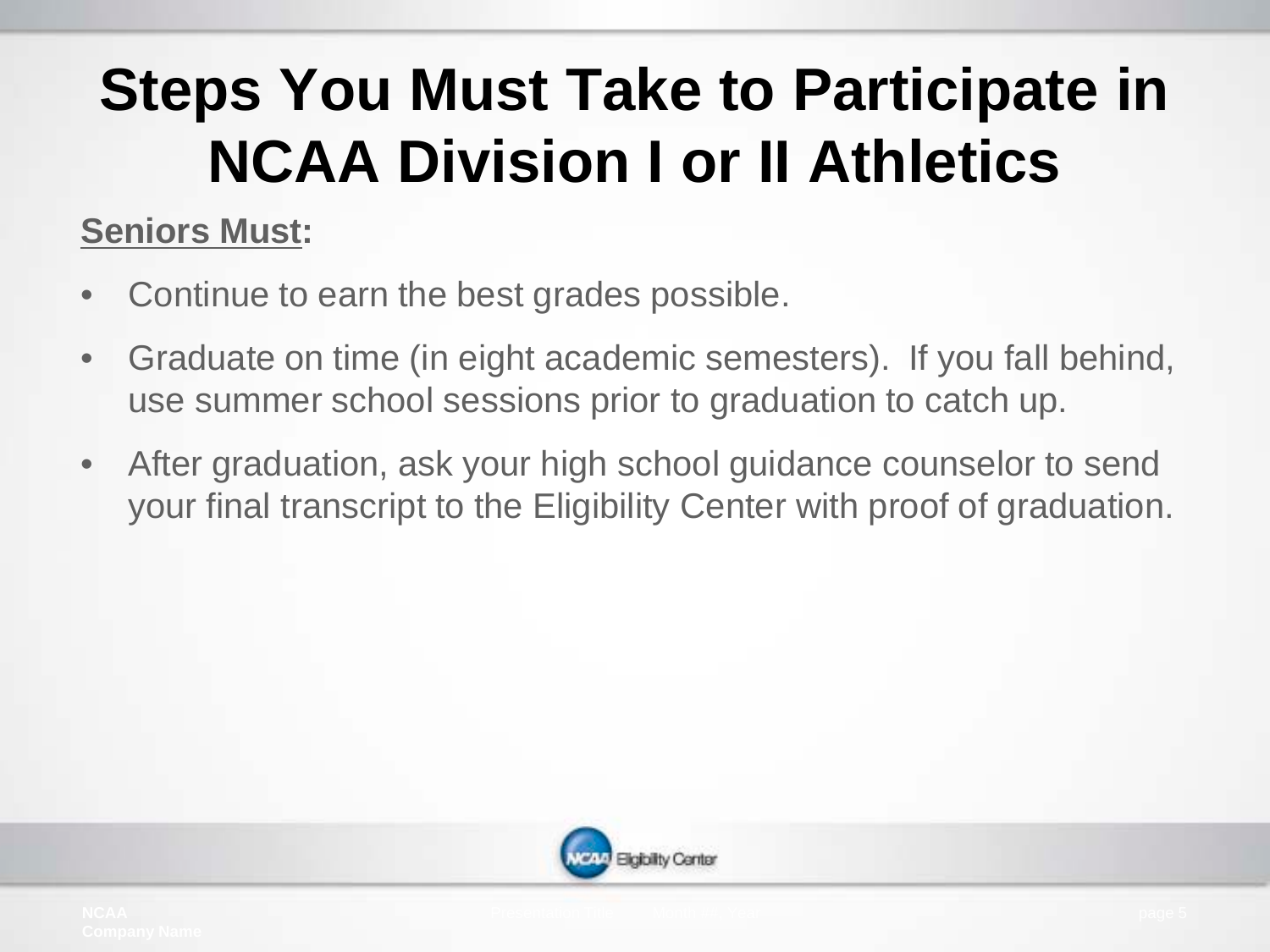# Steps You Must Take to Participate in NCAA Division I or II Athletics

**Seniors Must:**

- Continue to earn the best grades possible.
- Graduate on time (in eight academic semesters). If you fall behind, use summer school sessions prior to graduation to catch up.
- After graduation, ask your high school guidance counselor to send your final transcript to the Eligibility Center with proof of graduation.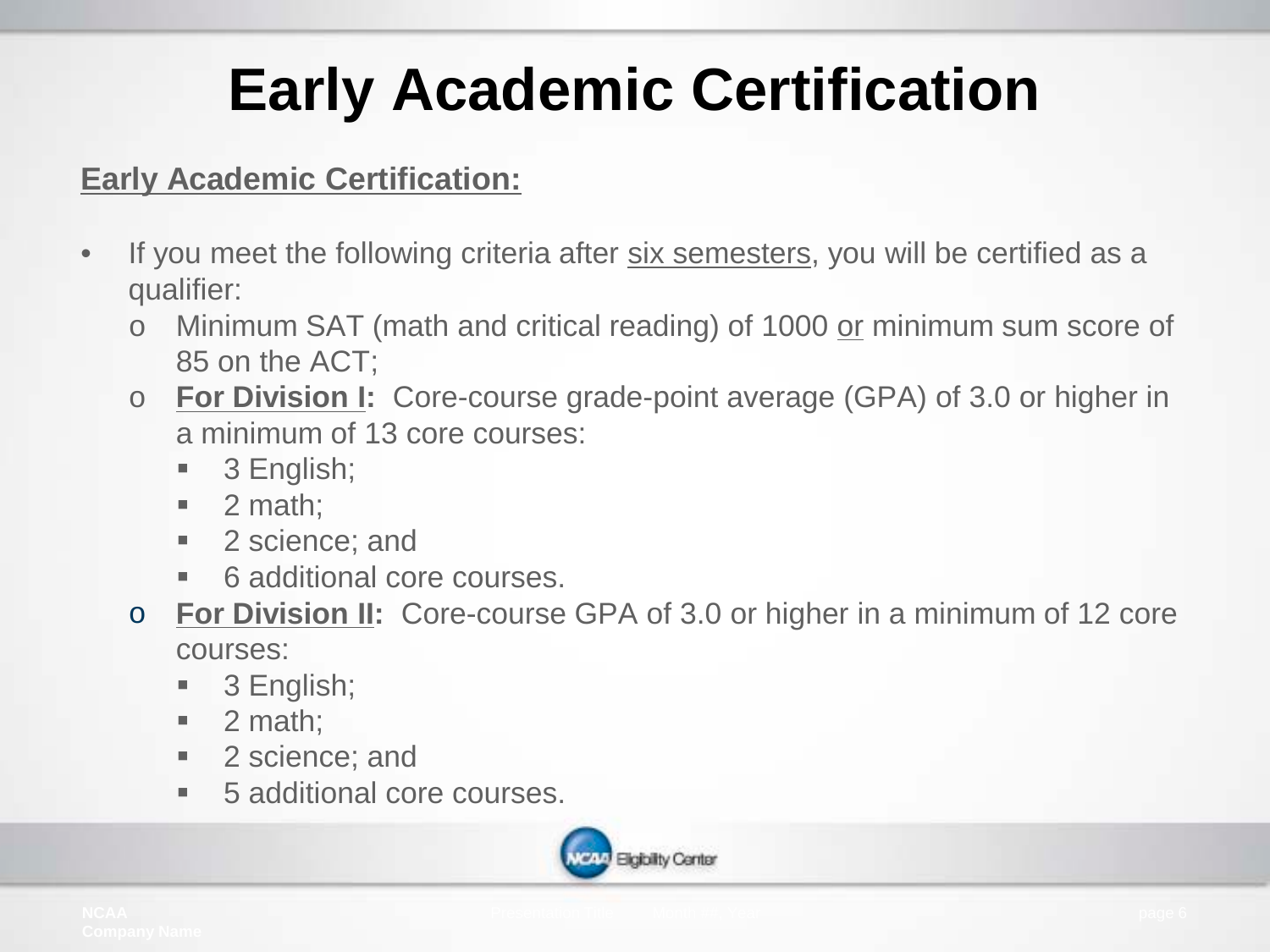# Early Academic Certification

**Early Academic Certification:**

- If you meet the following criteria after six semesters, you will be certified as a qualifier:
  - Minimum SAT (math and critical reading) of 1000 or minimum sum score of 85 on the ACT;
  - **For Division I:** Core-course grade-point average (GPA) of 3.0 or higher in a minimum of 13 core courses:
    - 3 English;
    - 2 math;
    - 2 science; and
    - 6 additional core courses.
  - **For Division II:** Core-course GPA of 3.0 or higher in a minimum of 12 core courses:
    - 3 English;
    - 2 math;
    - 2 science; and
    - 5 additional core courses.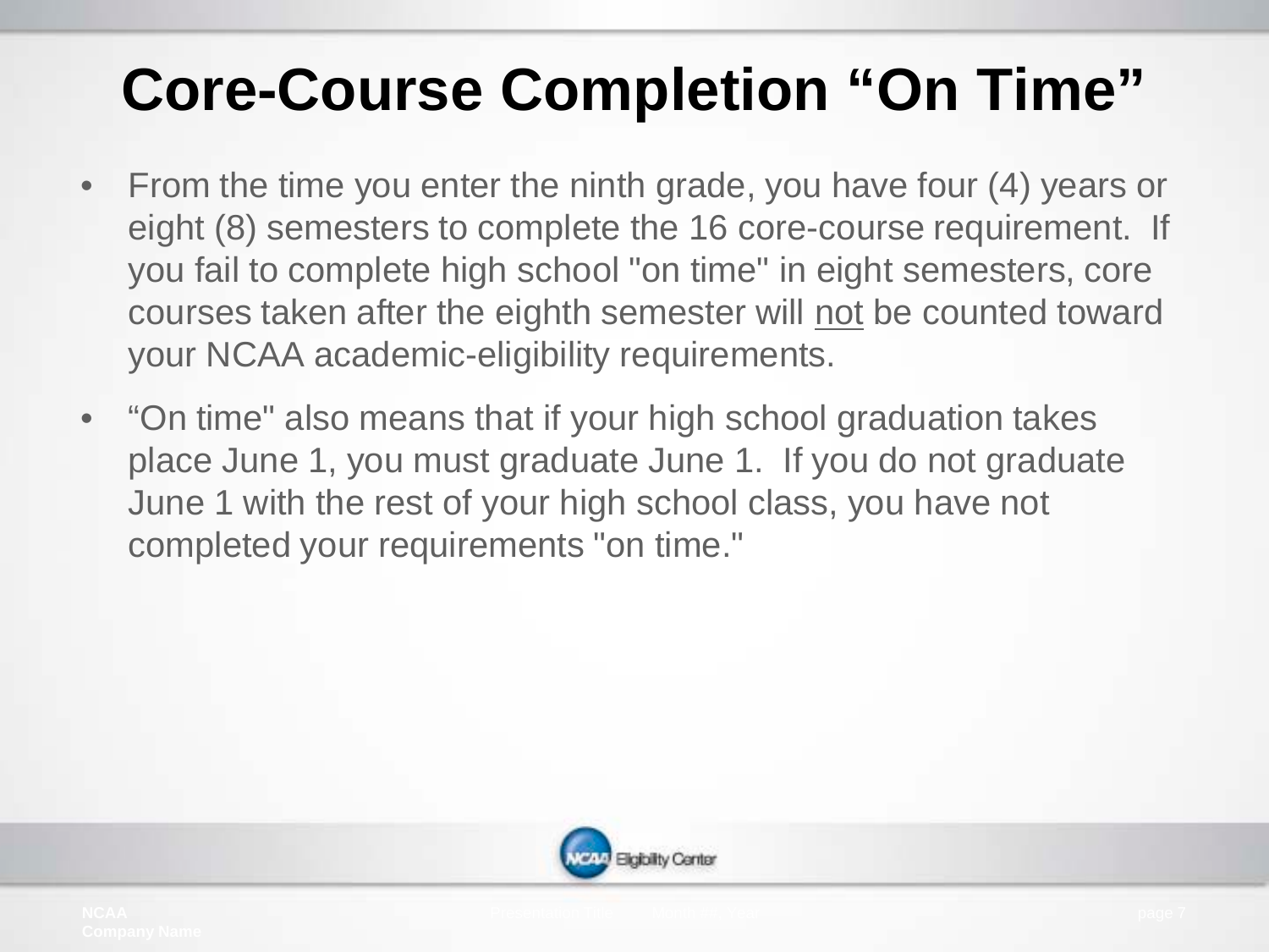# Core-Course Completion "On Time"

- From the time you enter the ninth grade, you have four (4) years or eight (8) semesters to complete the 16 core-course requirement. If you fail to complete high school "on time" in eight semesters, core courses taken after the eighth semester will not be counted toward your NCAA academic-eligibility requirements.
- "On time" also means that if your high school graduation takes place June 1, you must graduate June 1. If you do not graduate June 1 with the rest of your high school class, you have not completed your requirements "on time."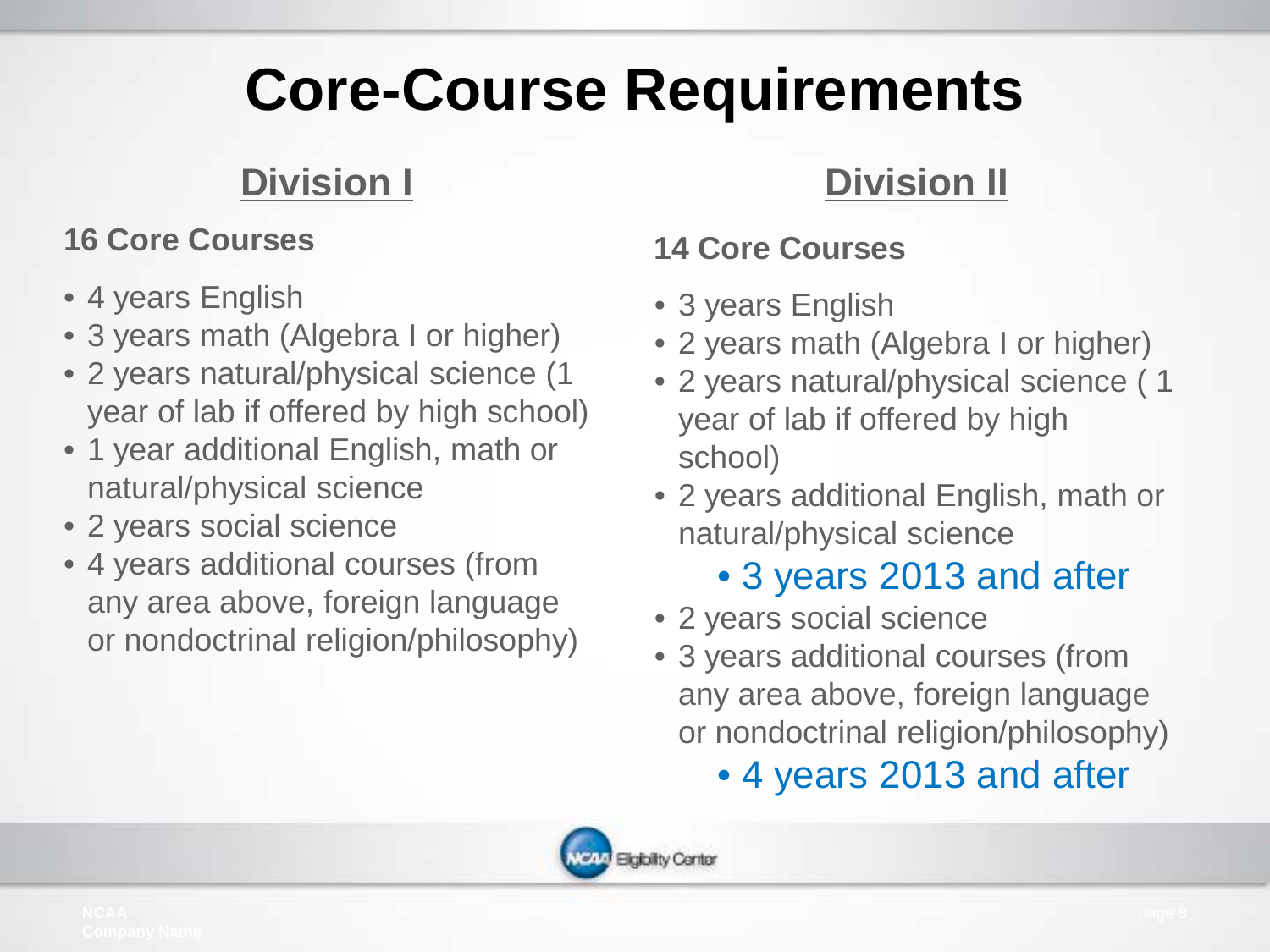# Core-Course Requirements

## Division I

**16 Core Courses**

- 4 years English
- 3 years math (Algebra I or higher)
- 2 years natural/physical science (1 year of lab if offered by high school)
- 1 year additional English, math or natural/physical science
- 2 years social science
- 4 years additional courses (from any area above, foreign language or nondoctrinal religion/philosophy)

## Division II

**14 Core Courses**

- 3 years English
- 2 years math (Algebra I or higher)
- 2 years natural/physical science ( 1 year of lab if offered by high school)
- 2 years additional English, math or natural/physical science
  - 3 years 2013 and after
- 2 years social science
- 3 years additional courses (from any area above, foreign language or nondoctrinal religion/philosophy)
  - 4 years 2013 and after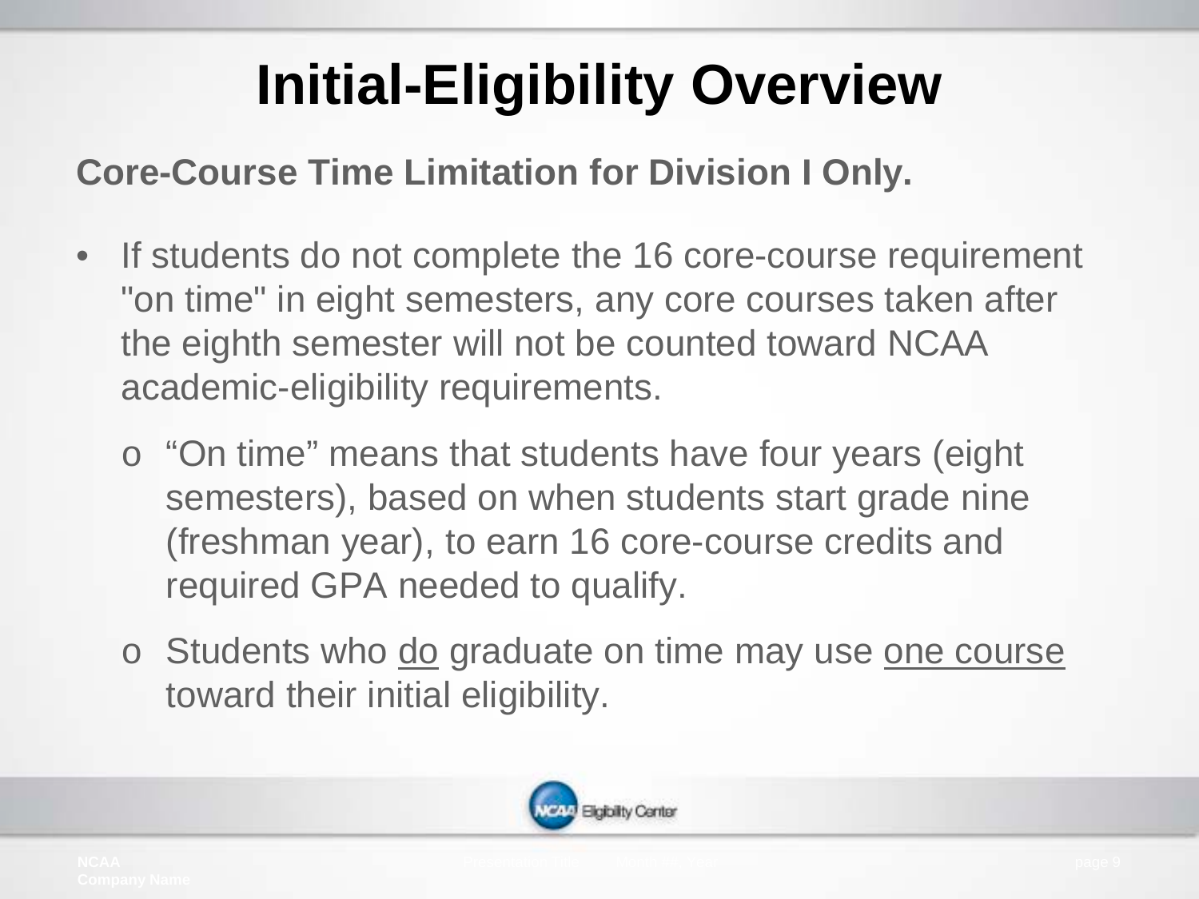# Initial-Eligibility Overview

**Core-Course Time Limitation for Division I Only.**

- If students do not complete the 16 core-course requirement "on time" in eight semesters, any core courses taken after the eighth semester will not be counted toward NCAA academic-eligibility requirements.
  - "On time" means that students have four years (eight semesters), based on when students start grade nine (freshman year), to earn 16 core-course credits and required GPA needed to qualify.
  - Students who <u>do</u> graduate on time may use <u>one course</u> toward their initial eligibility.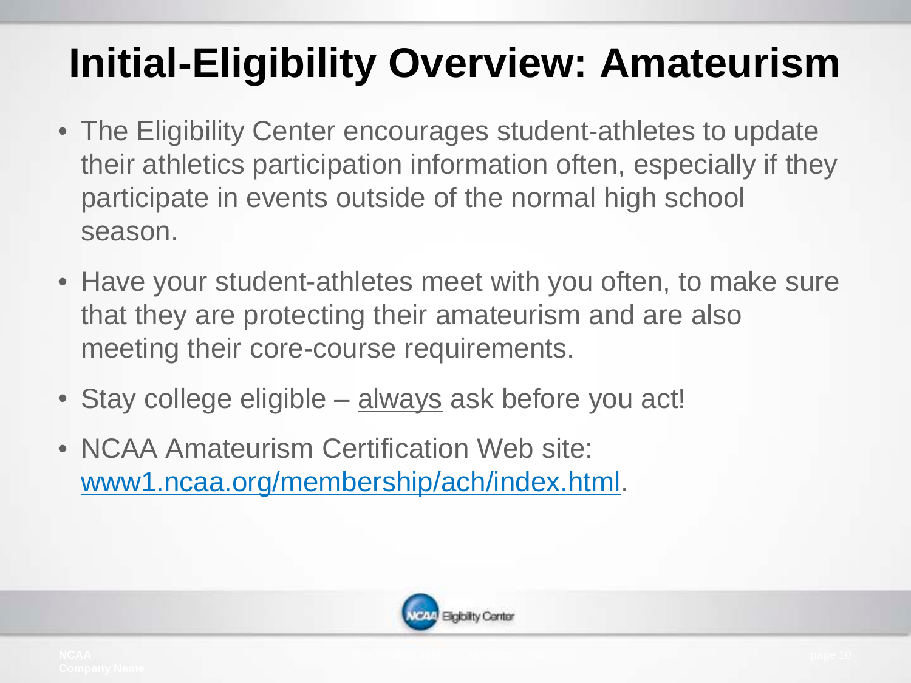# Initial-Eligibility Overview: Amateurism

- The Eligibility Center encourages student-athletes to update their athletics participation information often, especially if they participate in events outside of the normal high school season.
- Have your student-athletes meet with you often, to make sure that they are protecting their amateurism and are also meeting their core-course requirements.
- Stay college eligible – always ask before you act!
- NCAA Amateurism Certification Web site: www1.ncaa.org/membership/ach/index.html.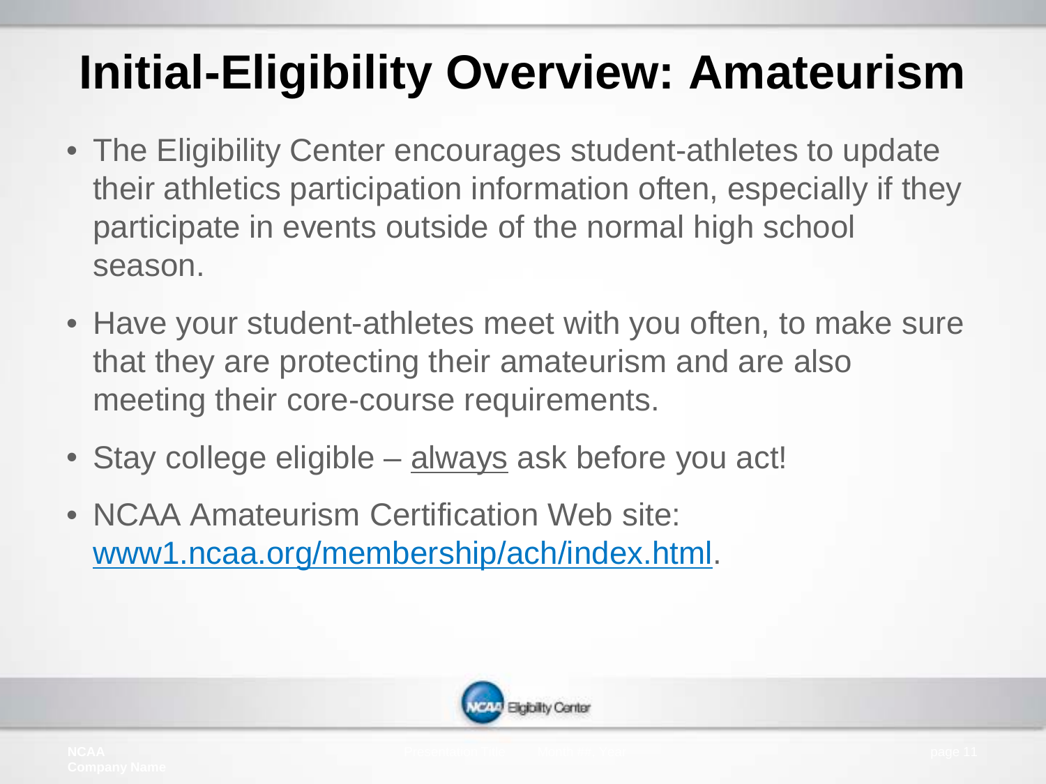# Initial-Eligibility Overview: Amateurism

- The Eligibility Center encourages student-athletes to update their athletics participation information often, especially if they participate in events outside of the normal high school season.
- Have your student-athletes meet with you often, to make sure that they are protecting their amateurism and are also meeting their core-course requirements.
- Stay college eligible – always ask before you act!
- NCAA Amateurism Certification Web site: [www1.ncaa.org/membership/ach/index.html](www1.ncaa.org/membership/ach/index.html).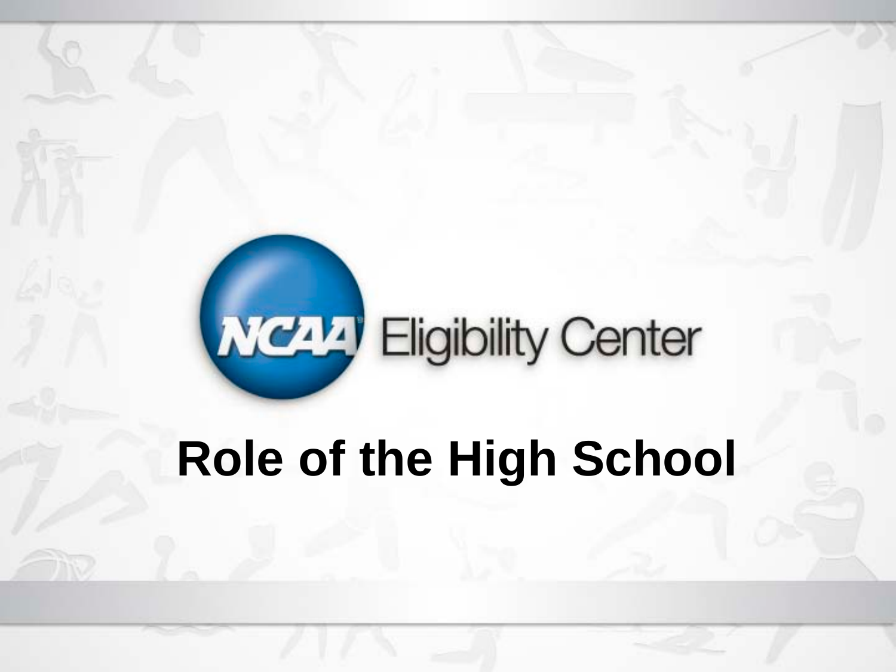NCAA Eligibility Center

# Role of the High School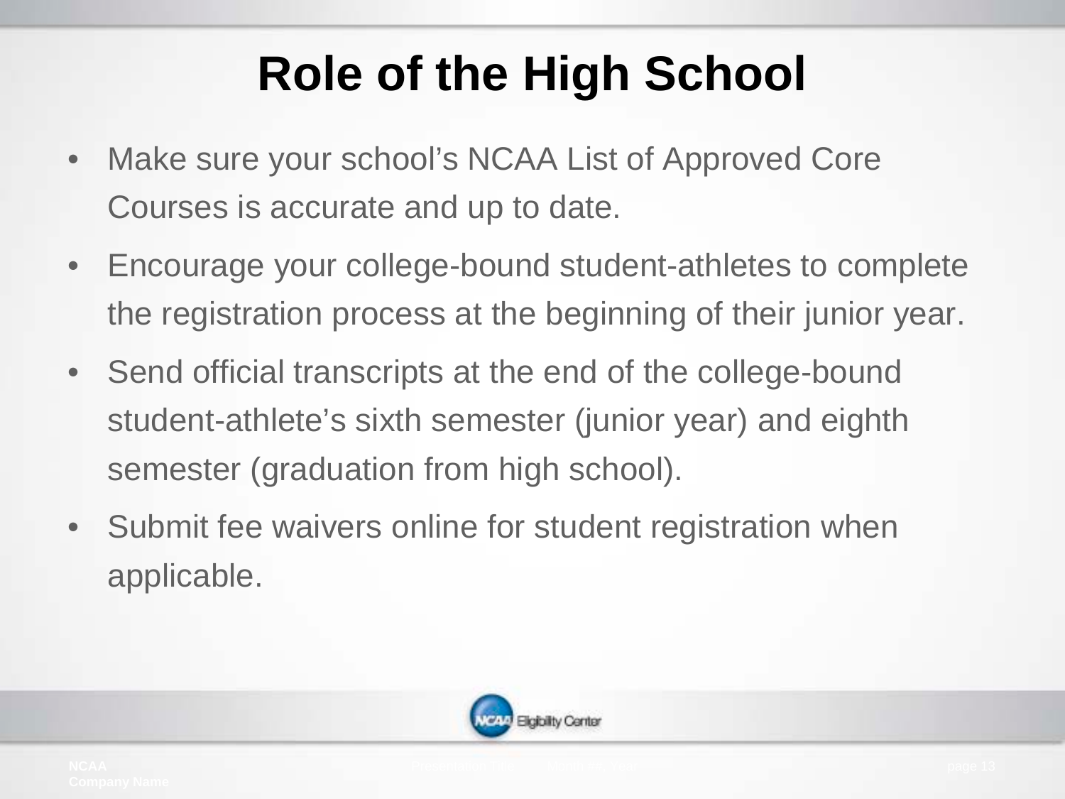# Role of the High School

- Make sure your school's NCAA List of Approved Core Courses is accurate and up to date.
- Encourage your college-bound student-athletes to complete the registration process at the beginning of their junior year.
- Send official transcripts at the end of the college-bound student-athlete's sixth semester (junior year) and eighth semester (graduation from high school).
- Submit fee waivers online for student registration when applicable.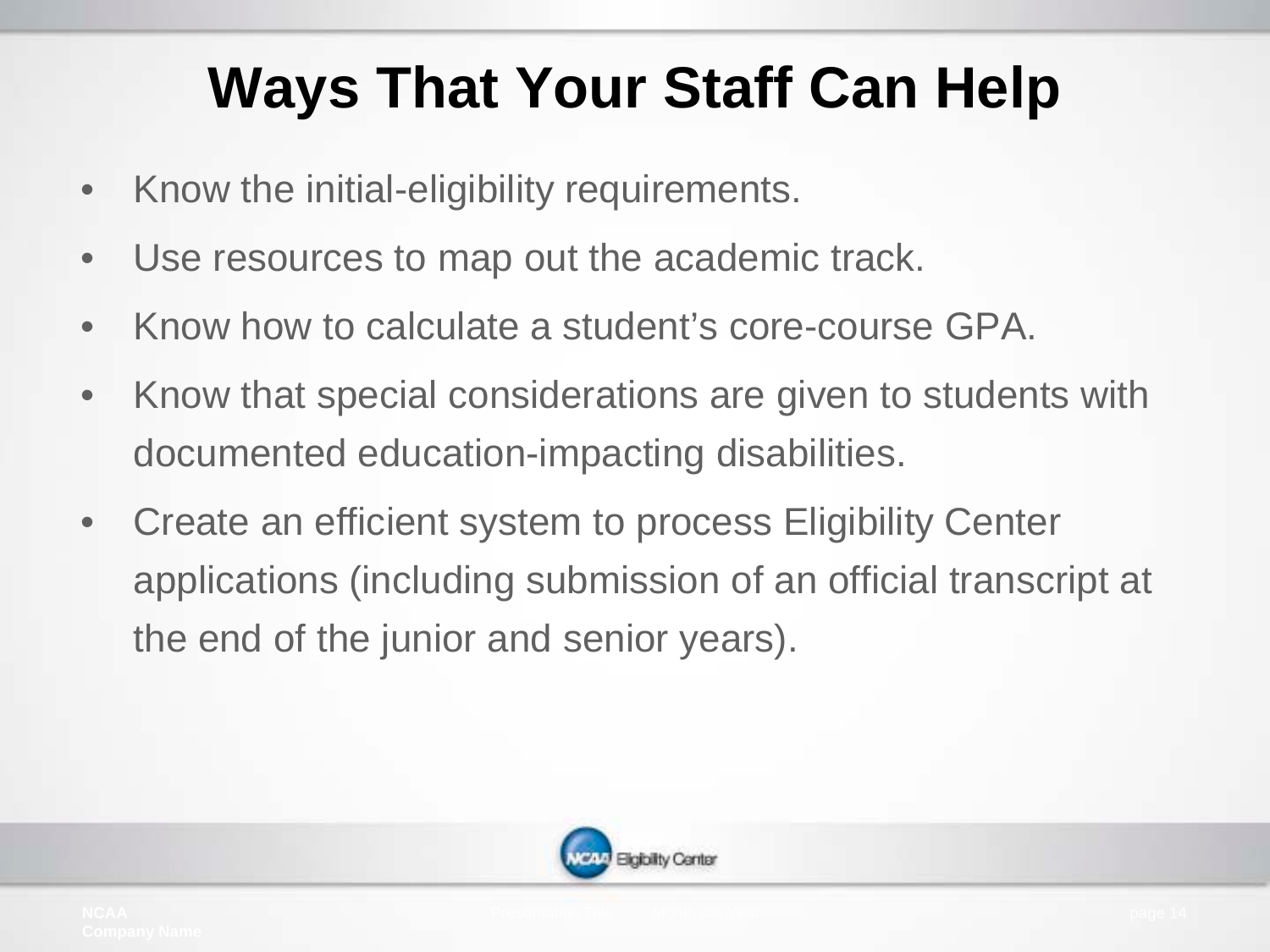# Ways That Your Staff Can Help

- Know the initial-eligibility requirements.
- Use resources to map out the academic track.
- Know how to calculate a student's core-course GPA.
- Know that special considerations are given to students with documented education-impacting disabilities.
- Create an efficient system to process Eligibility Center applications (including submission of an official transcript at the end of the junior and senior years).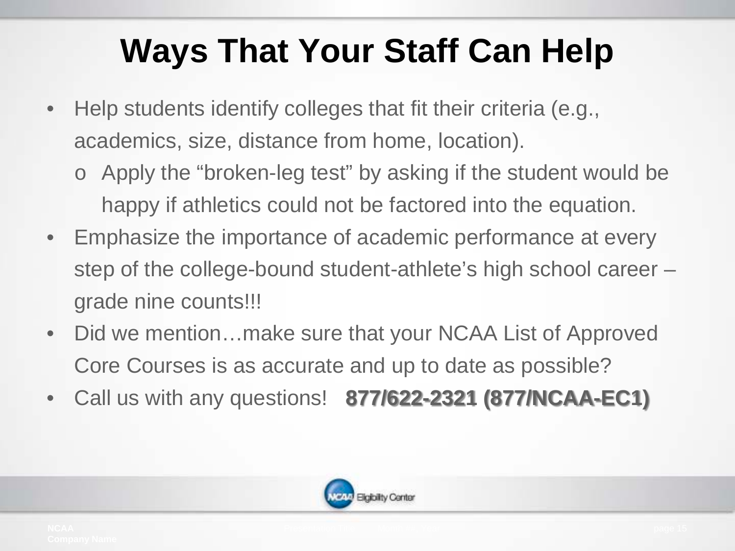# Ways That Your Staff Can Help

- Help students identify colleges that fit their criteria (e.g., academics, size, distance from home, location).
  - Apply the "broken-leg test" by asking if the student would be happy if athletics could not be factored into the equation.
- Emphasize the importance of academic performance at every step of the college-bound student-athlete's high school career – grade nine counts!!!
- Did we mention…make sure that your NCAA List of Approved Core Courses is as accurate and up to date as possible?
- Call us with any questions! **877/622-2321 (877/NCAA-EC1)**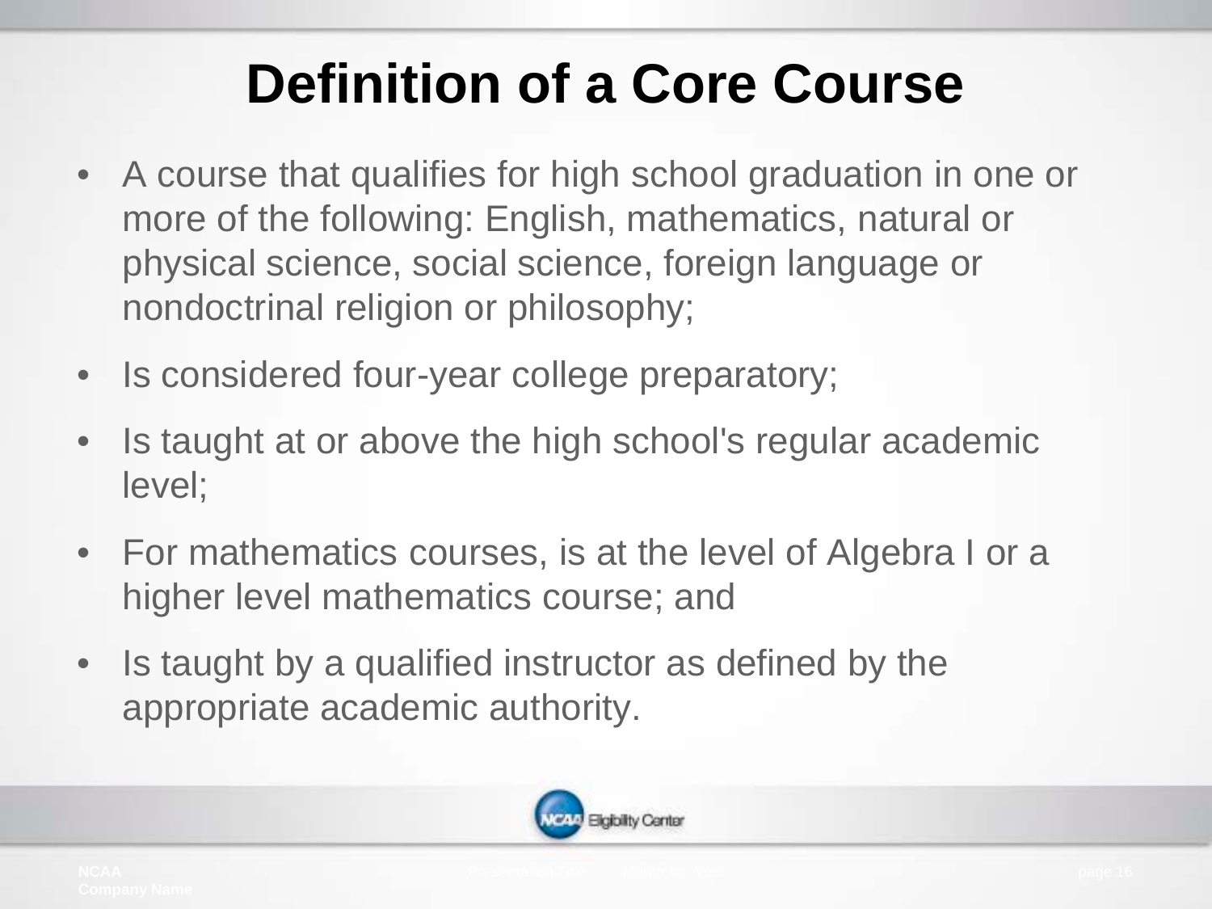# Definition of a Core Course

- A course that qualifies for high school graduation in one or more of the following: English, mathematics, natural or physical science, social science, foreign language or nondoctrinal religion or philosophy;
- Is considered four-year college preparatory;
- Is taught at or above the high school's regular academic level;
- For mathematics courses, is at the level of Algebra I or a higher level mathematics course; and
- Is taught by a qualified instructor as defined by the appropriate academic authority.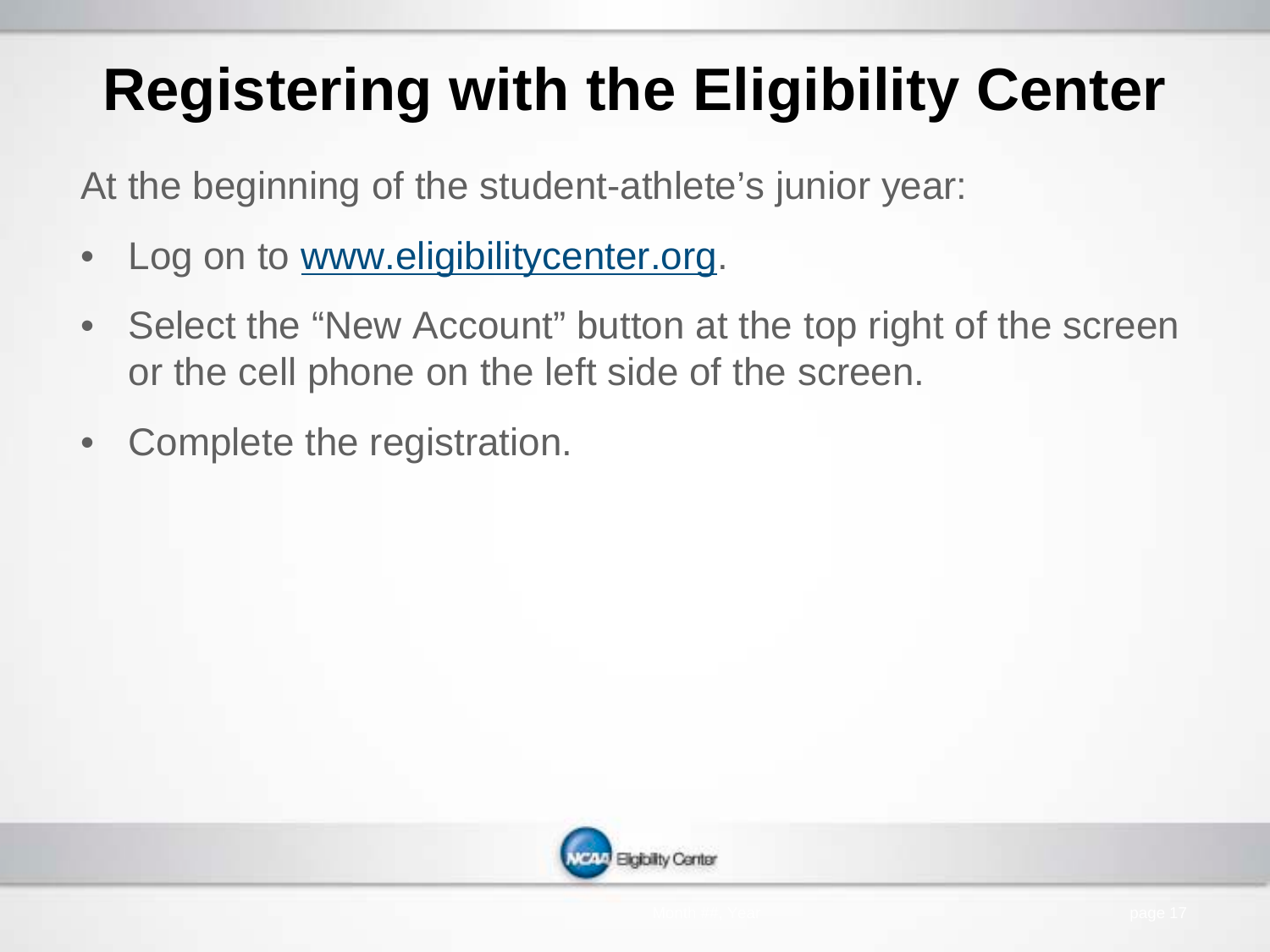# Registering with the Eligibility Center

At the beginning of the student-athlete's junior year:

- Log on to [www.eligibilitycenter.org](http://www.eligibilitycenter.org).
- Select the "New Account" button at the top right of the screen or the cell phone on the left side of the screen.
- Complete the registration.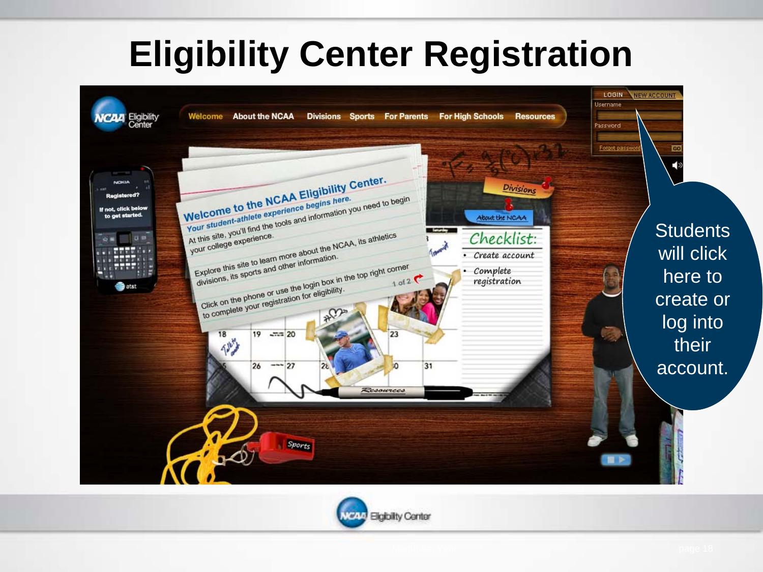# Eligibility Center Registration

Students will click here to create or log into their account.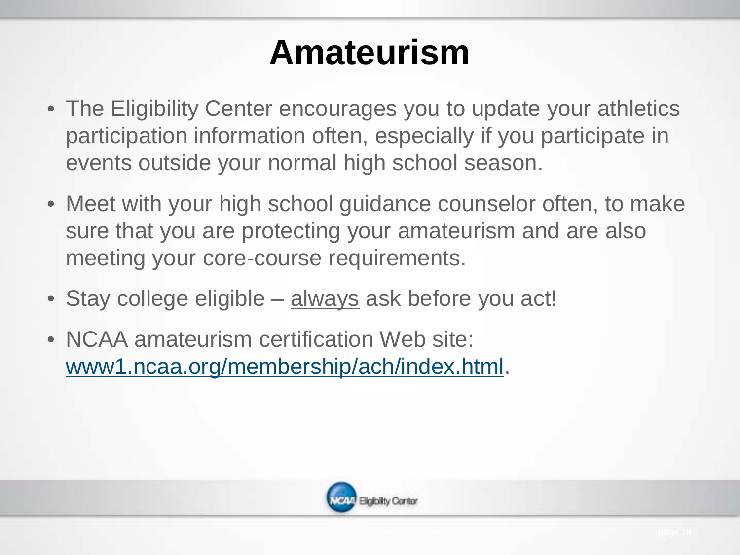# Amateurism

- The Eligibility Center encourages you to update your athletics participation information often, especially if you participate in events outside your normal high school season.
- Meet with your high school guidance counselor often, to make sure that you are protecting your amateurism and are also meeting your core-course requirements.
- Stay college eligible – always ask before you act!
- NCAA amateurism certification Web site: www1.ncaa.org/membership/ach/index.html.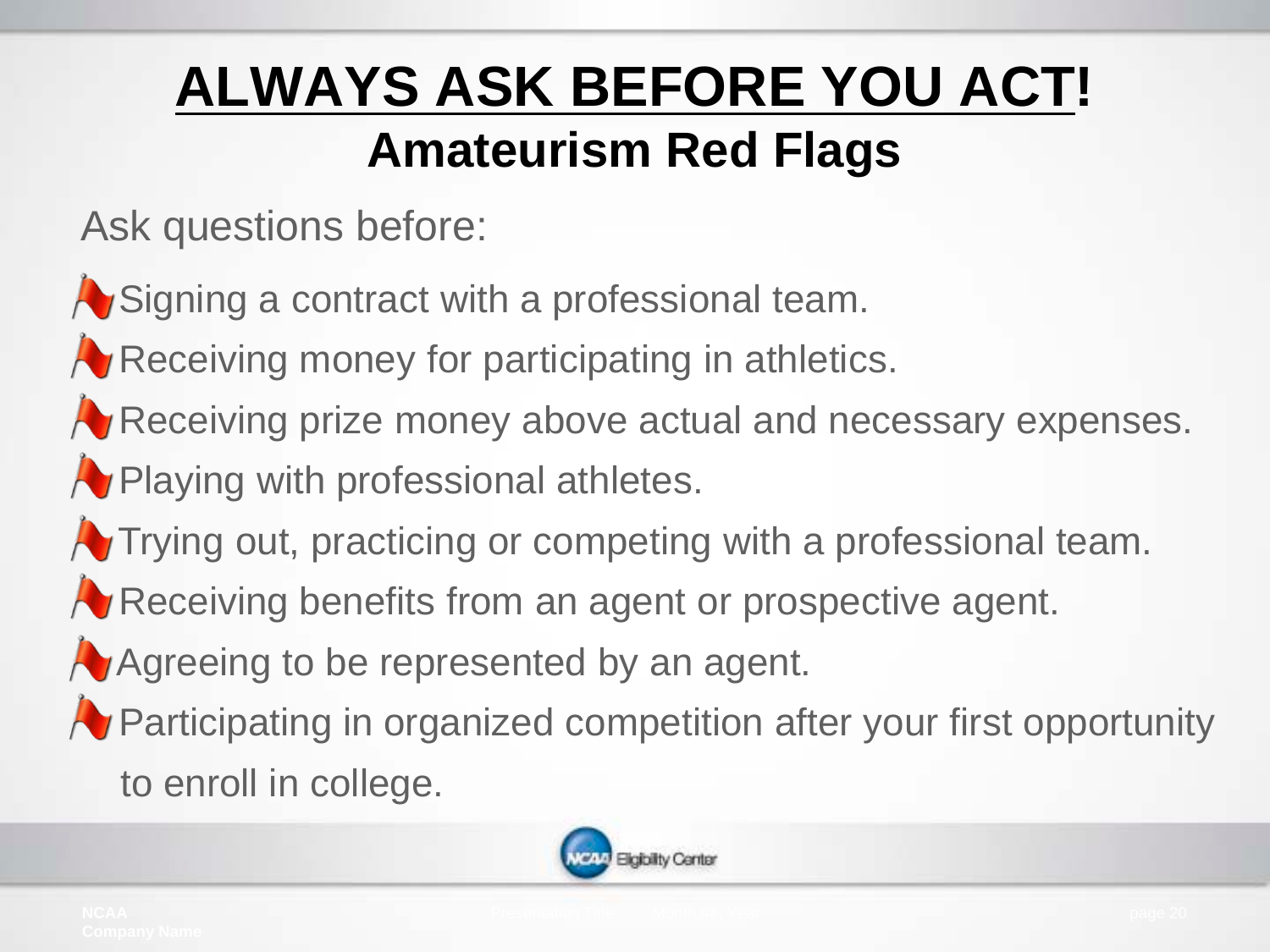# ALWAYS ASK BEFORE YOU ACT!

## Amateurism Red Flags

Ask questions before:

- Signing a contract with a professional team.
- Receiving money for participating in athletics.
- Receiving prize money above actual and necessary expenses.
- Playing with professional athletes.
- Trying out, practicing or competing with a professional team.
- Receiving benefits from an agent or prospective agent.
- Agreeing to be represented by an agent.
- Participating in organized competition after your first opportunity to enroll in college.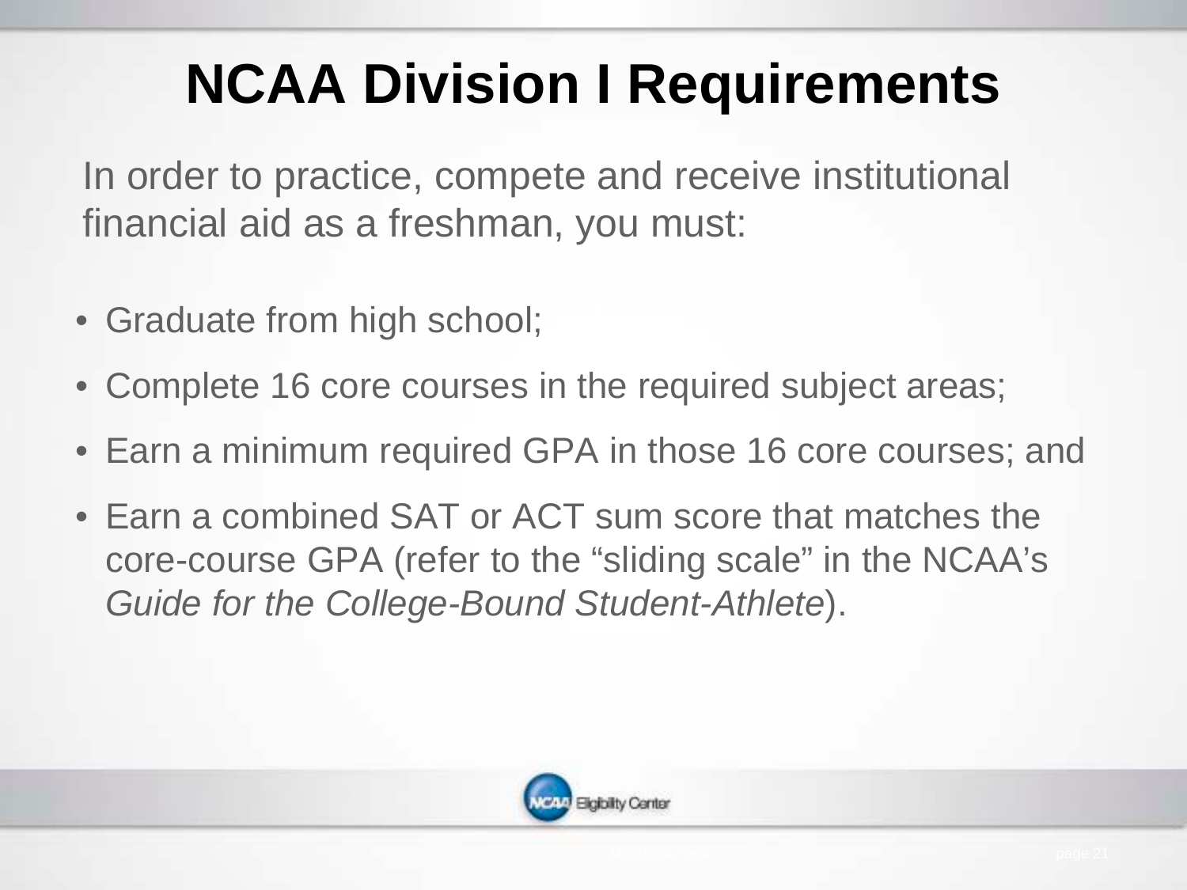# NCAA Division I Requirements

In order to practice, compete and receive institutional financial aid as a freshman, you must:

- Graduate from high school;
- Complete 16 core courses in the required subject areas;
- Earn a minimum required GPA in those 16 core courses; and
- Earn a combined SAT or ACT sum score that matches the core-course GPA (refer to the "sliding scale" in the NCAA's *Guide for the College-Bound Student-Athlete*).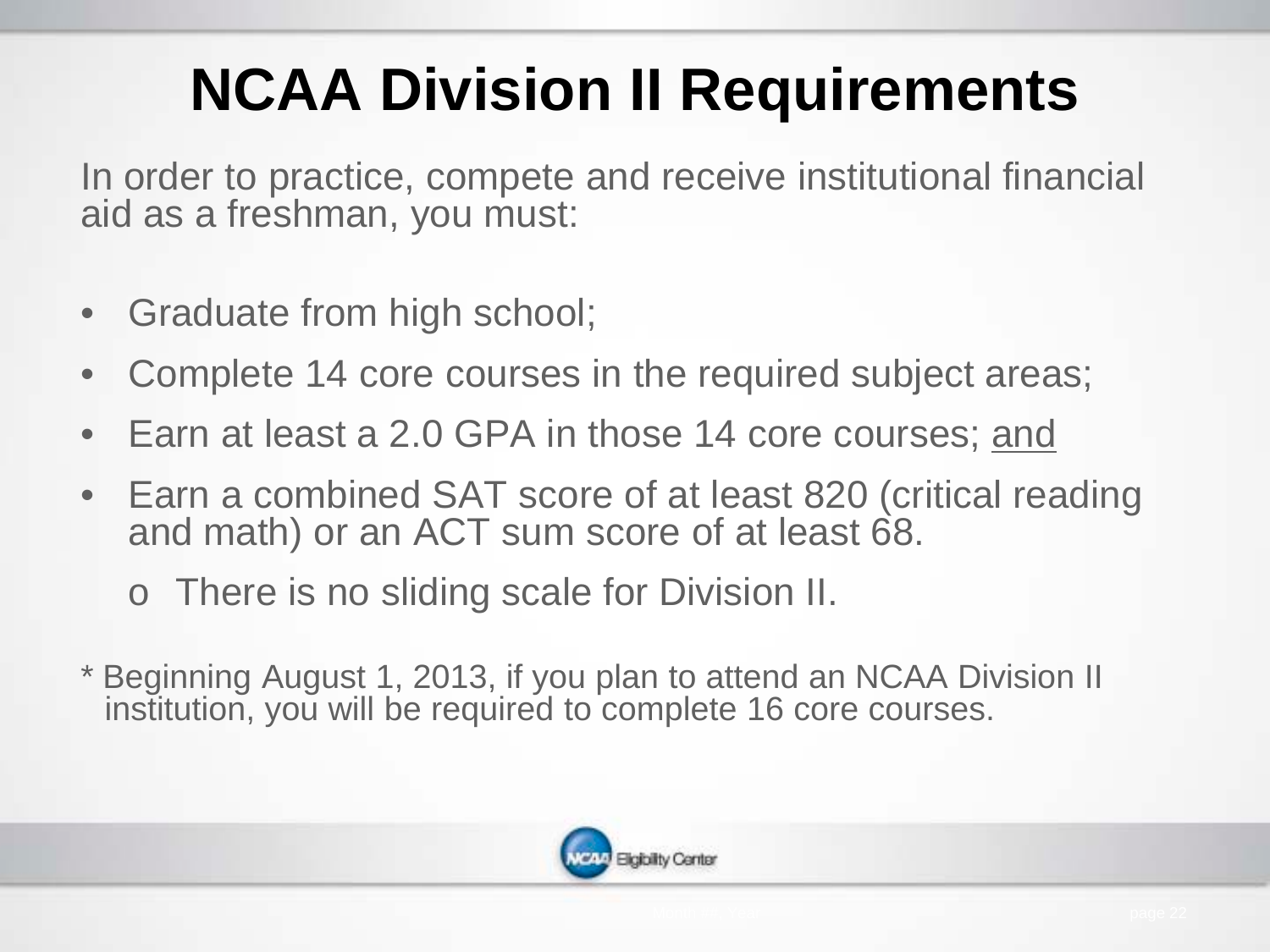# NCAA Division II Requirements

In order to practice, compete and receive institutional financial aid as a freshman, you must:

- Graduate from high school;
- Complete 14 core courses in the required subject areas;
- Earn at least a 2.0 GPA in those 14 core courses; <u>and</u>
- Earn a combined SAT score of at least 820 (critical reading and math) or an ACT sum score of at least 68.
  - There is no sliding scale for Division II.

* Beginning August 1, 2013, if you plan to attend an NCAA Division II institution, you will be required to complete 16 core courses.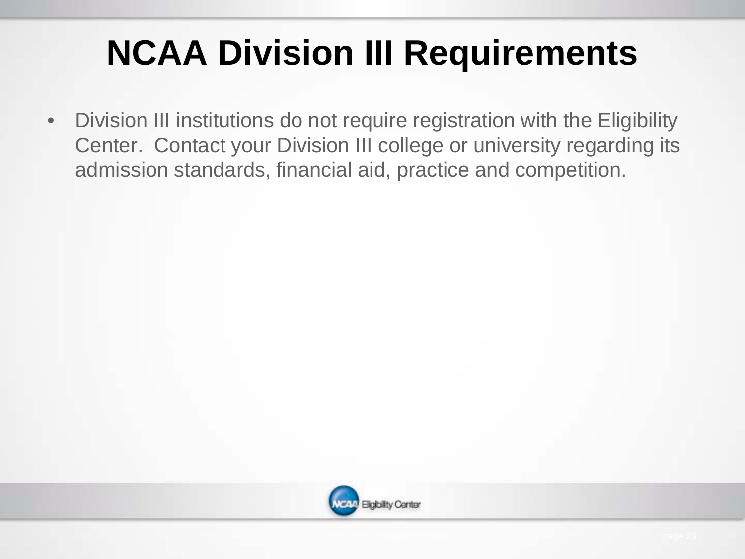# NCAA Division III Requirements

- Division III institutions do not require registration with the Eligibility Center. Contact your Division III college or university regarding its admission standards, financial aid, practice and competition.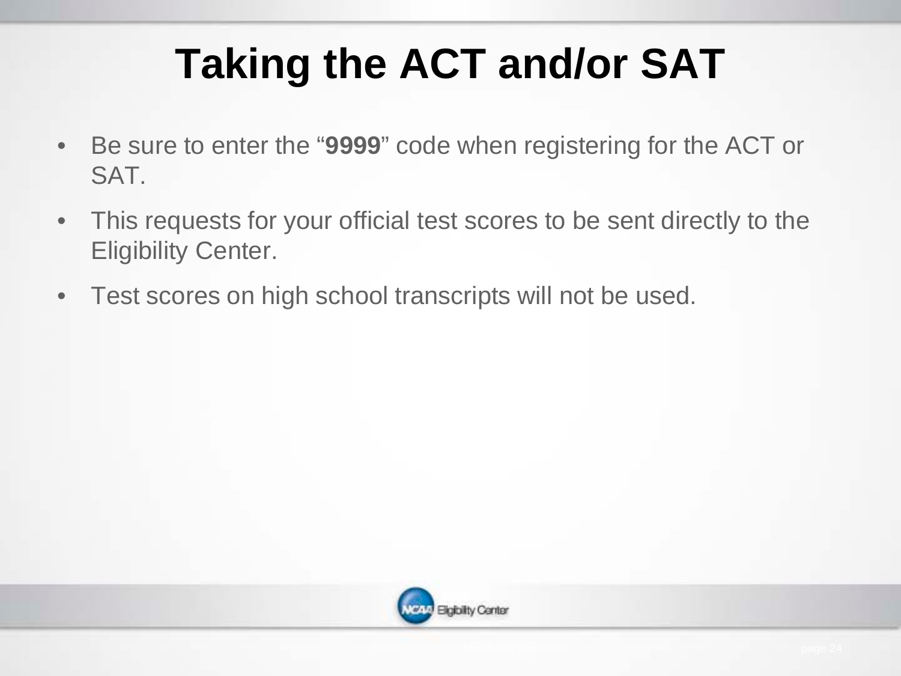# Taking the ACT and/or SAT

- Be sure to enter the "**9999**" code when registering for the ACT or SAT.
- This requests for your official test scores to be sent directly to the Eligibility Center.
- Test scores on high school transcripts will not be used.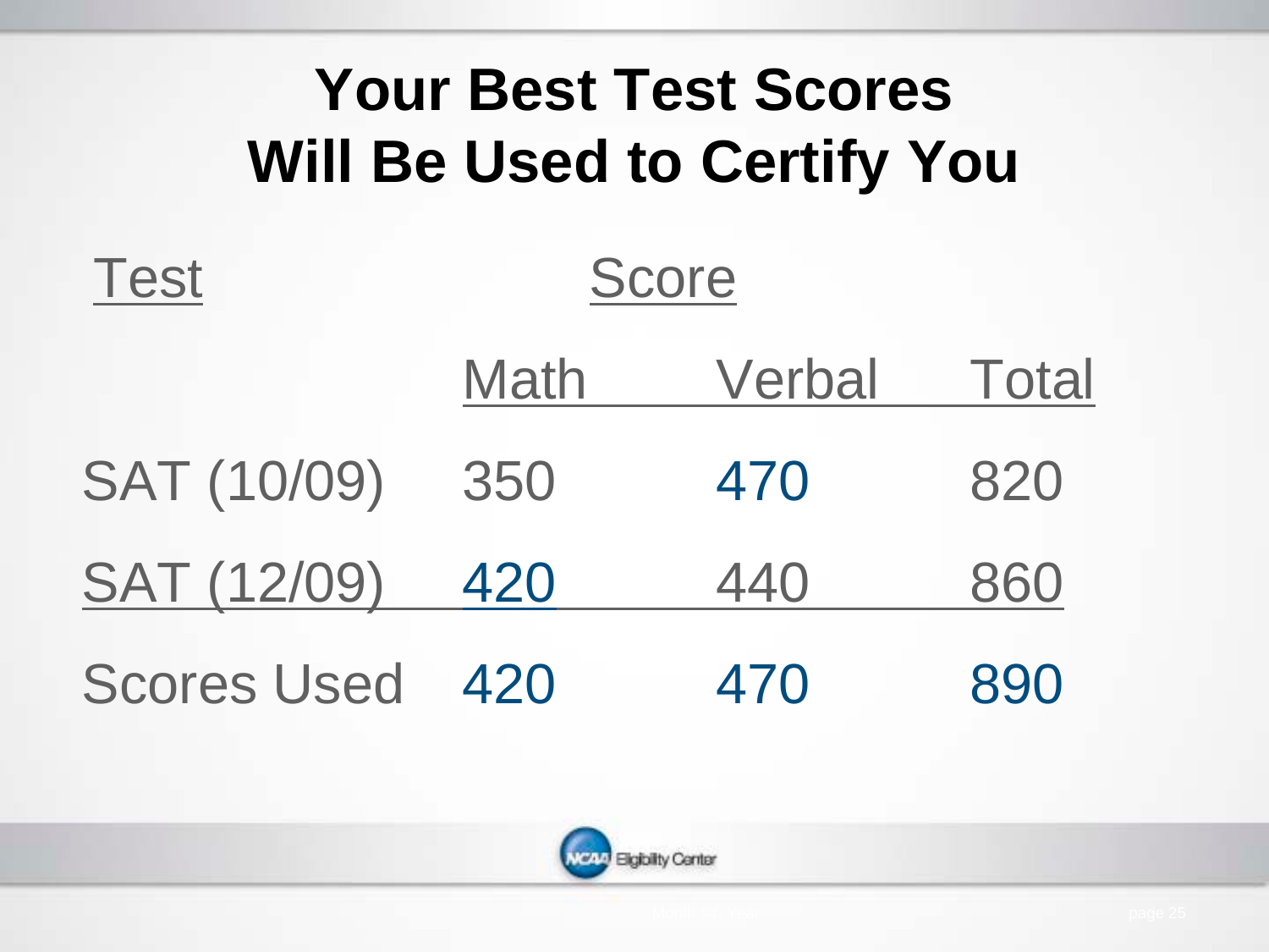# Your Best Test Scores Will Be Used to Certify You

| Test | Score | | |
|---|---|---|---|
| | Math | Verbal | Total |
| SAT (10/09) | 350 | 470 | 820 |
| SAT (12/09) | 420 | 440 | 860 |
| Scores Used | 420 | 470 | 890 |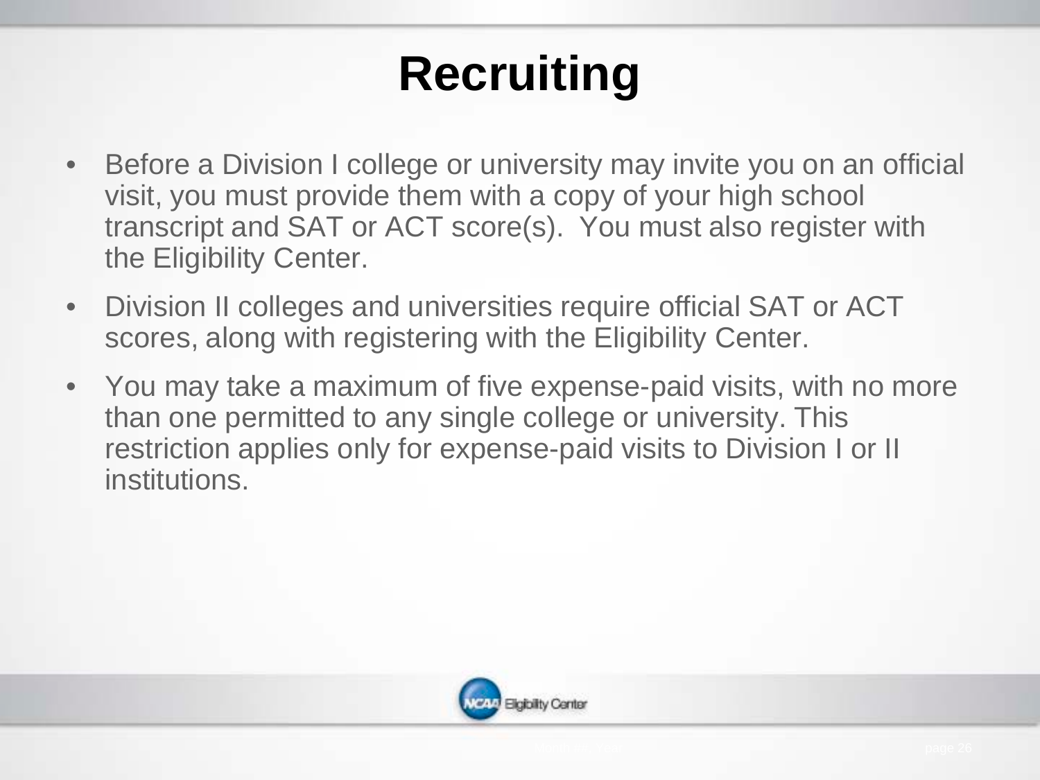# Recruiting

- Before a Division I college or university may invite you on an official visit, you must provide them with a copy of your high school transcript and SAT or ACT score(s). You must also register with the Eligibility Center.
- Division II colleges and universities require official SAT or ACT scores, along with registering with the Eligibility Center.
- You may take a maximum of five expense-paid visits, with no more than one permitted to any single college or university. This restriction applies only for expense-paid visits to Division I or II institutions.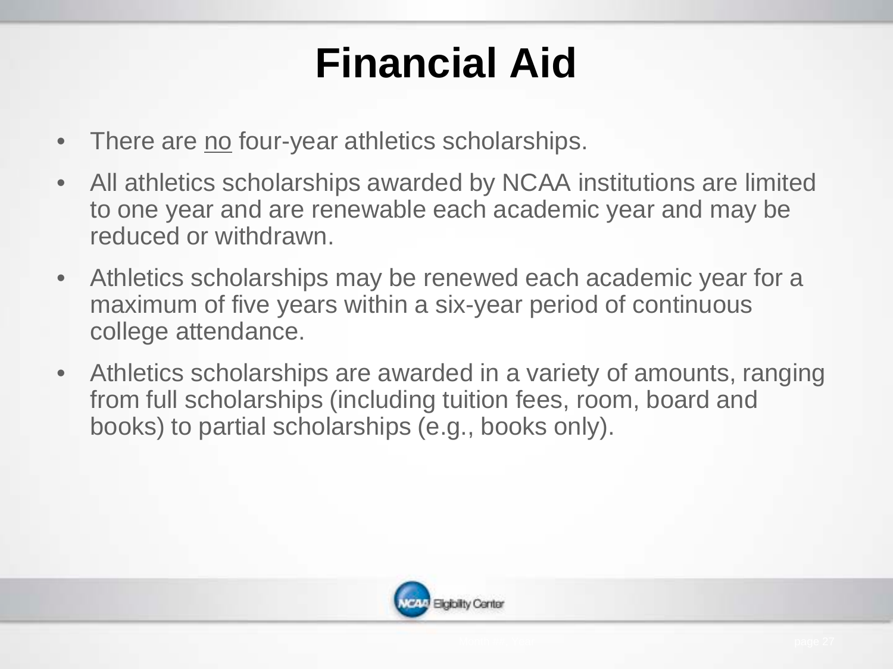# Financial Aid

- There are <u>no</u> four-year athletics scholarships.
- All athletics scholarships awarded by NCAA institutions are limited to one year and are renewable each academic year and may be reduced or withdrawn.
- Athletics scholarships may be renewed each academic year for a maximum of five years within a six-year period of continuous college attendance.
- Athletics scholarships are awarded in a variety of amounts, ranging from full scholarships (including tuition fees, room, board and books) to partial scholarships (e.g., books only).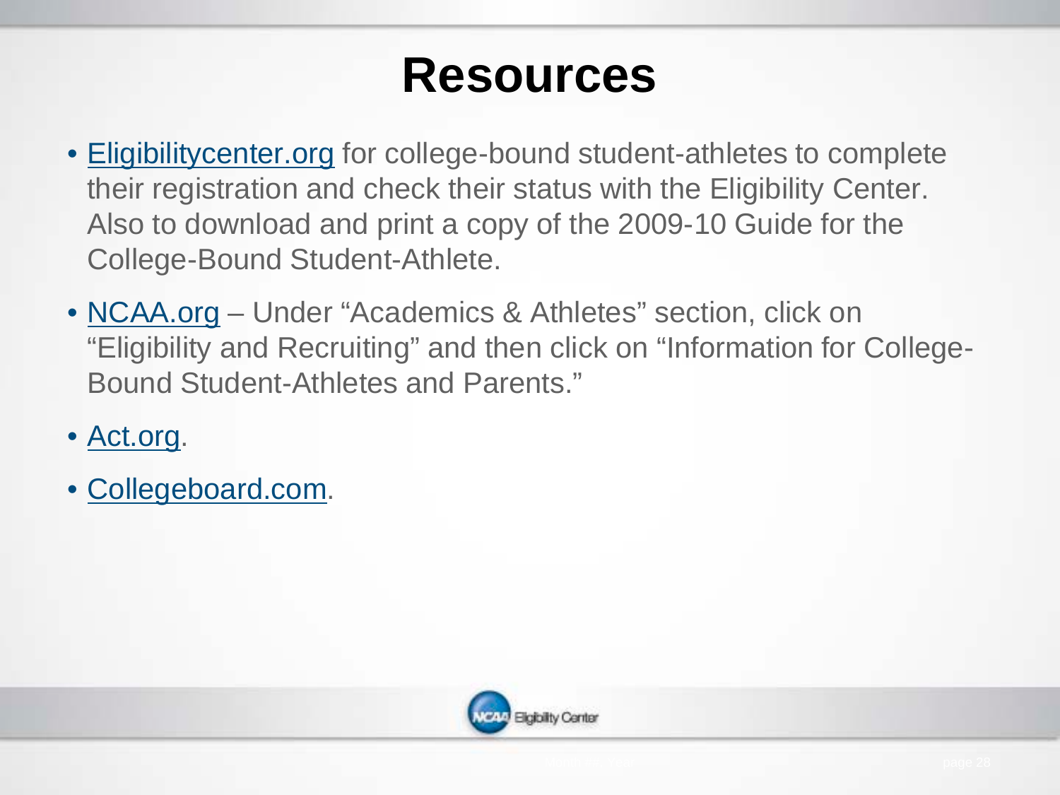# Resources

- Eligibilitycenter.org for college-bound student-athletes to complete their registration and check their status with the Eligibility Center. Also to download and print a copy of the 2009-10 Guide for the College-Bound Student-Athlete.
- NCAA.org – Under “Academics & Athletes” section, click on “Eligibility and Recruiting” and then click on “Information for College-Bound Student-Athletes and Parents.”
- Act.org.
- Collegeboard.com.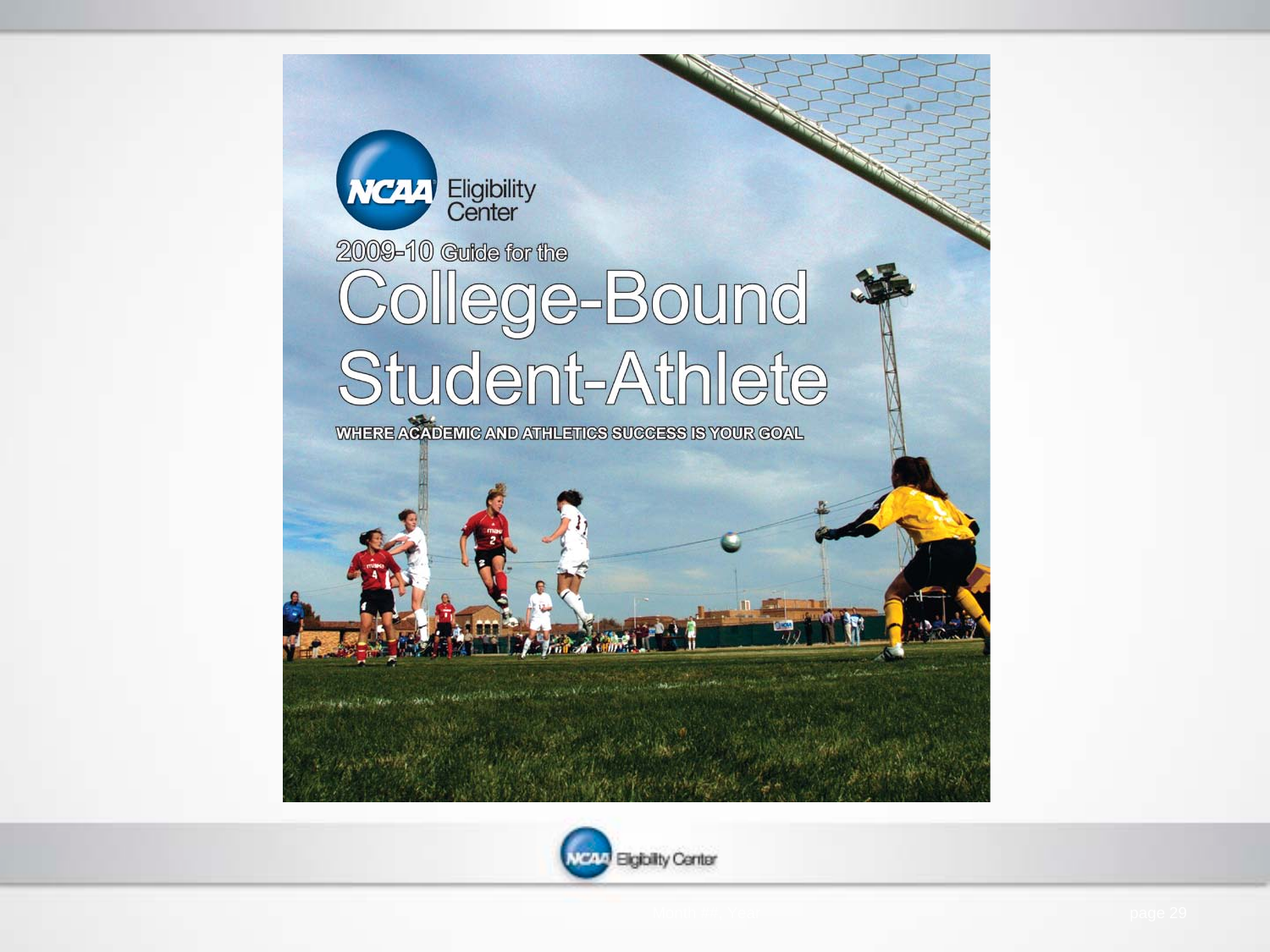NCAA Eligibility Center

2009-10 Guide for the

# College-Bound Student-Athlete

WHERE ACADEMIC AND ATHLETICS SUCCESS IS YOUR GOAL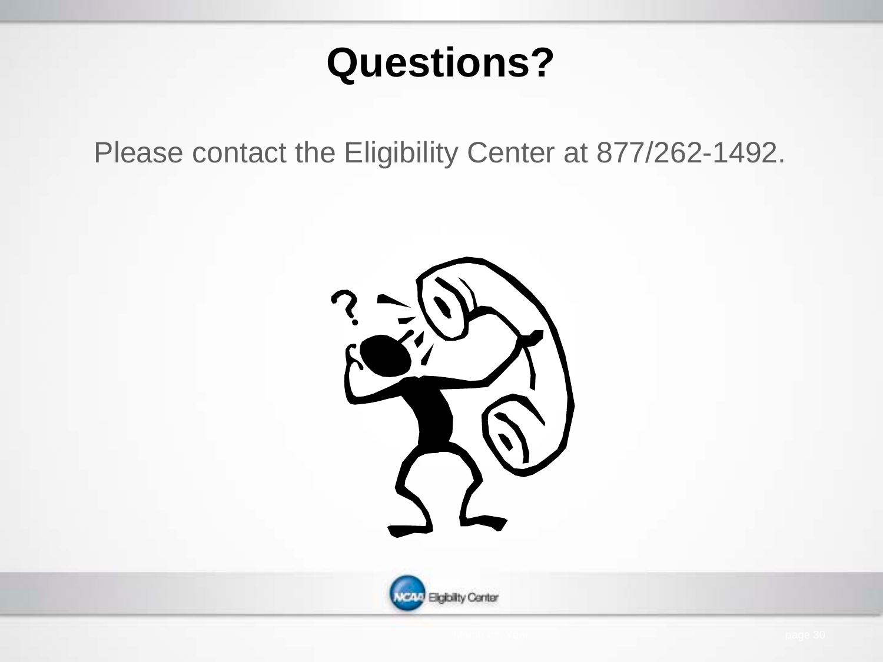# Questions?

Please contact the Eligibility Center at 877/262-1492.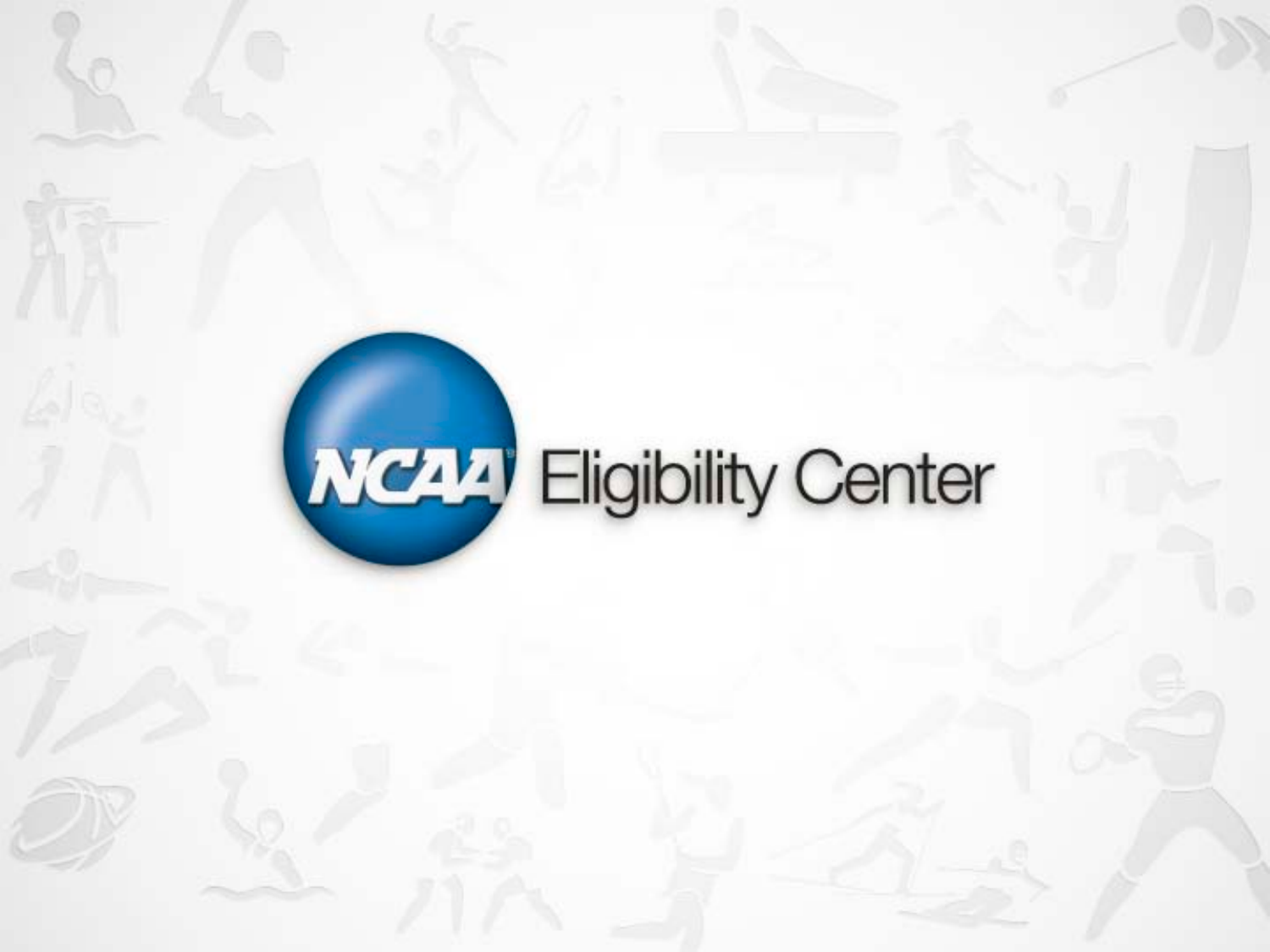NCAA Eligibility Center